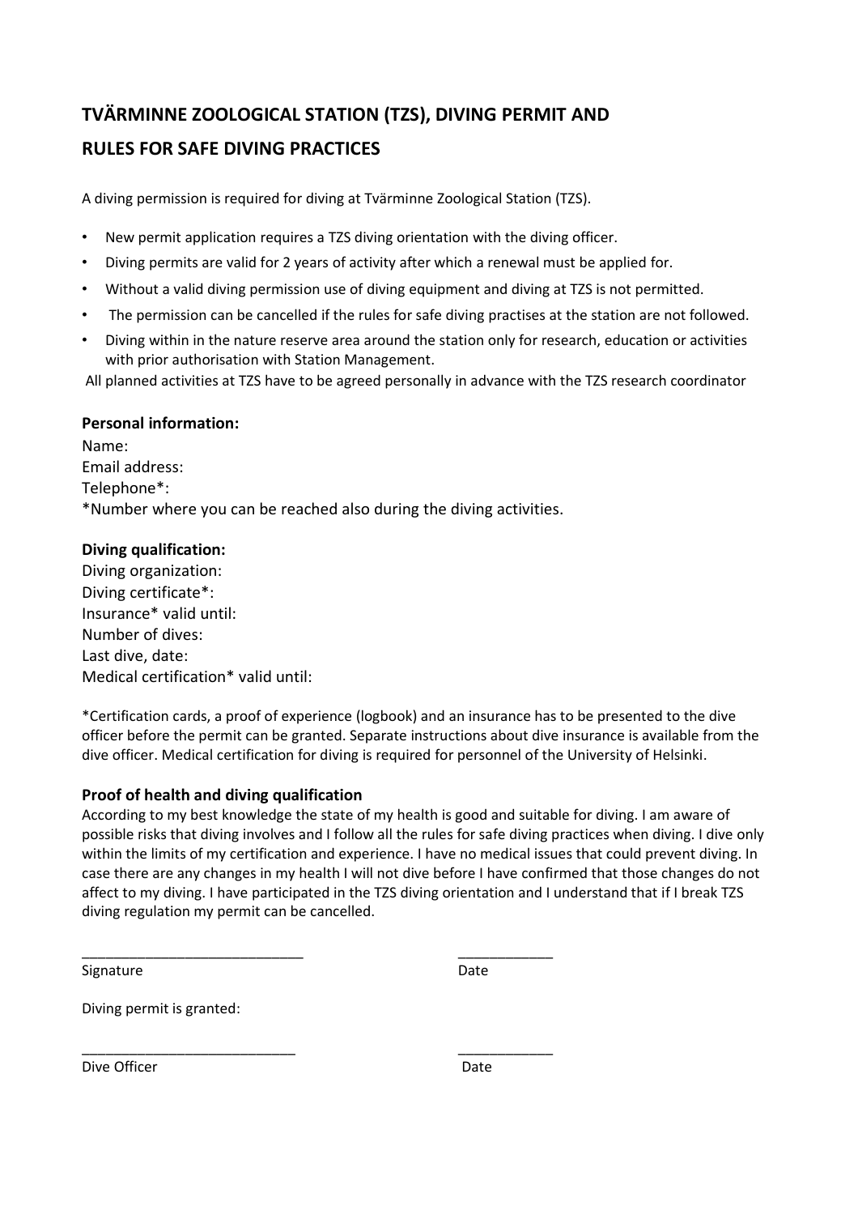# TVÄRMINNE ZOOLOGICAL STATION (TZS), DIVING PERMIT AND RULES FOR SAFE DIVING PRACTICES

A diving permission is required for diving at Tvärminne Zoological Station (TZS).

- New permit application requires a TZS diving orientation with the diving officer.
- Diving permits are valid for 2 years of activity after which a renewal must be applied for.
- Without a valid diving permission use of diving equipment and diving at TZS is not permitted.
- The permission can be cancelled if the rules for safe diving practises at the station are not followed.
- Diving within in the nature reserve area around the station only for research, education or activities with prior authorisation with Station Management.

All planned activities at TZS have to be agreed personally in advance with the TZS research coordinator

**Personal information:**

Name:
Email address:
Telephone*:
*Number where you can be reached also during the diving activities.

**Diving qualification:**

Diving organization:
Diving certificate*:
Insurance* valid until:
Number of dives:
Last dive, date:
Medical certification* valid until:

*Certification cards, a proof of experience (logbook) and an insurance has to be presented to the dive officer before the permit can be granted. Separate instructions about dive insurance is available from the dive officer. Medical certification for diving is required for personnel of the University of Helsinki.

**Proof of health and diving qualification**

According to my best knowledge the state of my health is good and suitable for diving. I am aware of possible risks that diving involves and I follow all the rules for safe diving practices when diving. I dive only within the limits of my certification and experience. I have no medical issues that could prevent diving. In case there are any changes in my health I will not dive before I have confirmed that those changes do not affect to my diving. I have participated in the TZS diving orientation and I understand that if I break TZS diving regulation my permit can be cancelled.

\_\_\_\_\_\_\_\_\_\_\_\_\_\_\_\_\_\_\_\_\_\_\_\_\_\_\_\_ \_\_\_\_\_\_\_\_\_\_\_\_
Signature Date

Diving permit is granted:

\_\_\_\_\_\_\_\_\_\_\_\_\_\_\_\_\_\_\_\_\_\_\_\_\_\_\_ \_\_\_\_\_\_\_\_\_\_\_\_
Dive Officer Date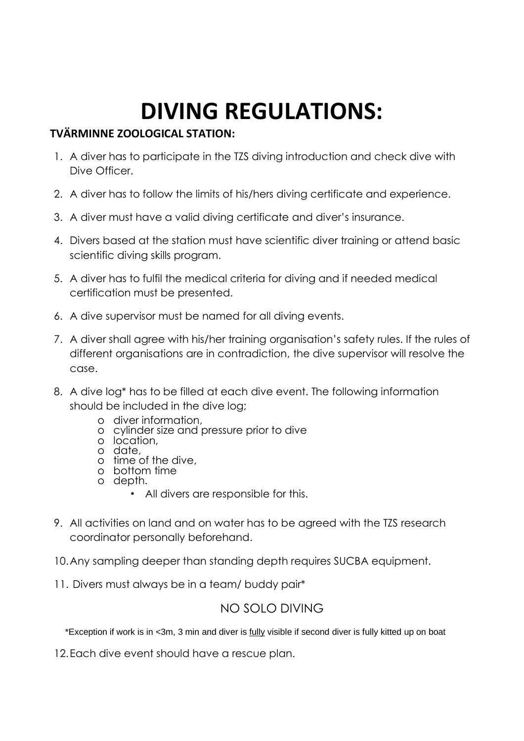# DIVING REGULATIONS:

**TVÄRMINNE ZOOLOGICAL STATION:**

1. A diver has to participate in the TZS diving introduction and check dive with Dive Officer.
2. A diver has to follow the limits of his/hers diving certificate and experience.
3. A diver must have a valid diving certificate and diver's insurance.
4. Divers based at the station must have scientific diver training or attend basic scientific diving skills program.
5. A diver has to fulfil the medical criteria for diving and if needed medical certification must be presented.
6. A dive supervisor must be named for all diving events.
7. A diver shall agree with his/her training organisation's safety rules. If the rules of different organisations are in contradiction, the dive supervisor will resolve the case.
8. A dive log* has to be filled at each dive event. The following information should be included in the dive log;
    - diver information,
    - cylinder size and pressure prior to dive
    - location,
    - date,
    - time of the dive,
    - bottom time
    - depth.
        - All divers are responsible for this.
9. All activities on land and on water has to be agreed with the TZS research coordinator personally beforehand.
10. Any sampling deeper than standing depth requires SUCBA equipment.
11. Divers must always be in a team/ buddy pair*

NO SOLO DIVING

*Exception if work is in <3m, 3 min and diver is <u>fully</u> visible if second diver is fully kitted up on boat

12. Each dive event should have a rescue plan.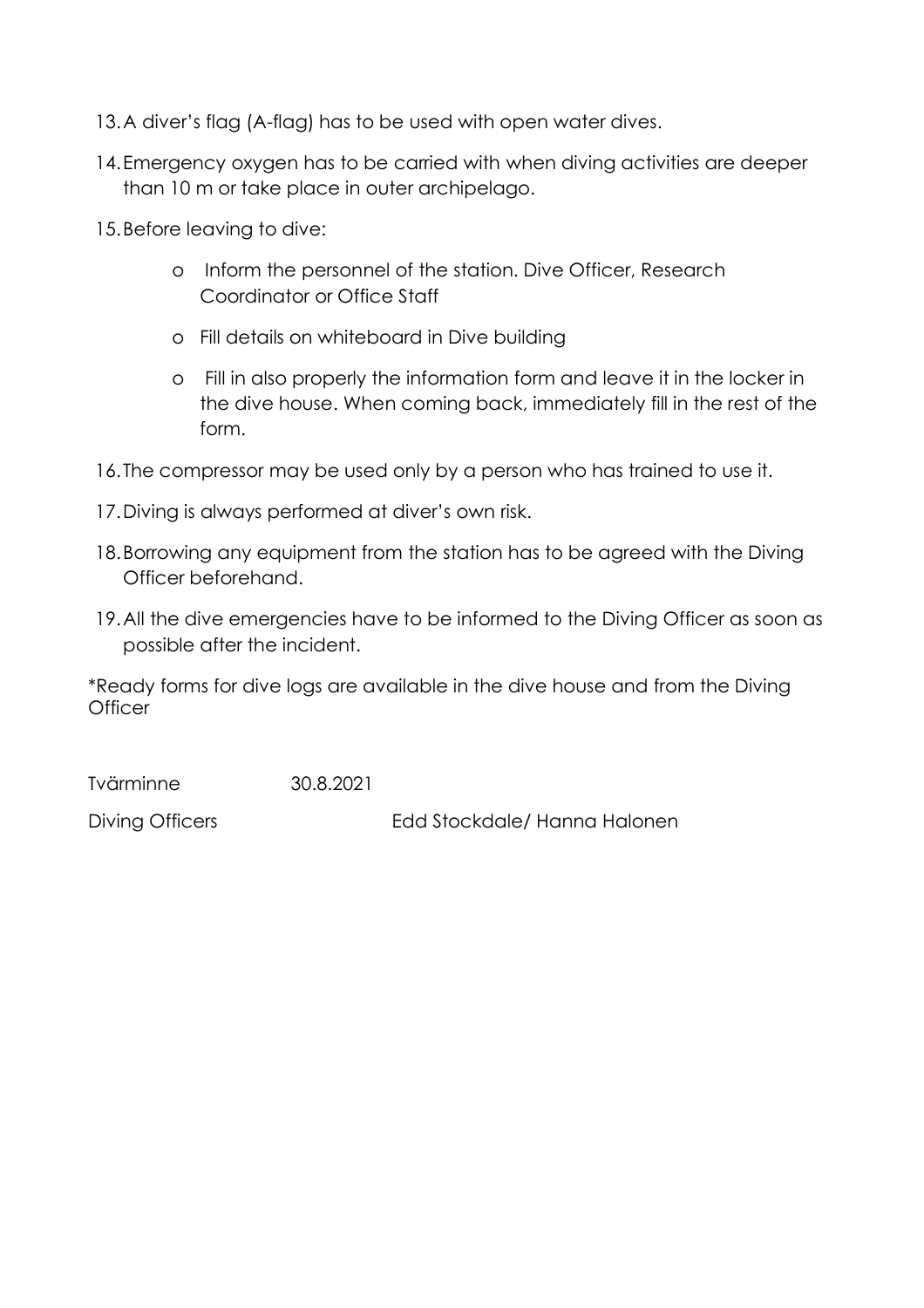13. A diver's flag (A-flag) has to be used with open water dives.

14. Emergency oxygen has to be carried with when diving activities are deeper than 10 m or take place in outer archipelago.

15. Before leaving to dive:

    - Inform the personnel of the station. Dive Officer, Research Coordinator or Office Staff
    - Fill details on whiteboard in Dive building
    - Fill in also properly the information form and leave it in the locker in the dive house. When coming back, immediately fill in the rest of the form.

16. The compressor may be used only by a person who has trained to use it.

17. Diving is always performed at diver's own risk.

18. Borrowing any equipment from the station has to be agreed with the Diving Officer beforehand.

19. All the dive emergencies have to be informed to the Diving Officer as soon as possible after the incident.

*Ready forms for dive logs are available in the dive house and from the Diving Officer

Tvärminne 30.8.2021

Diving Officers Edd Stockdale/ Hanna Halonen